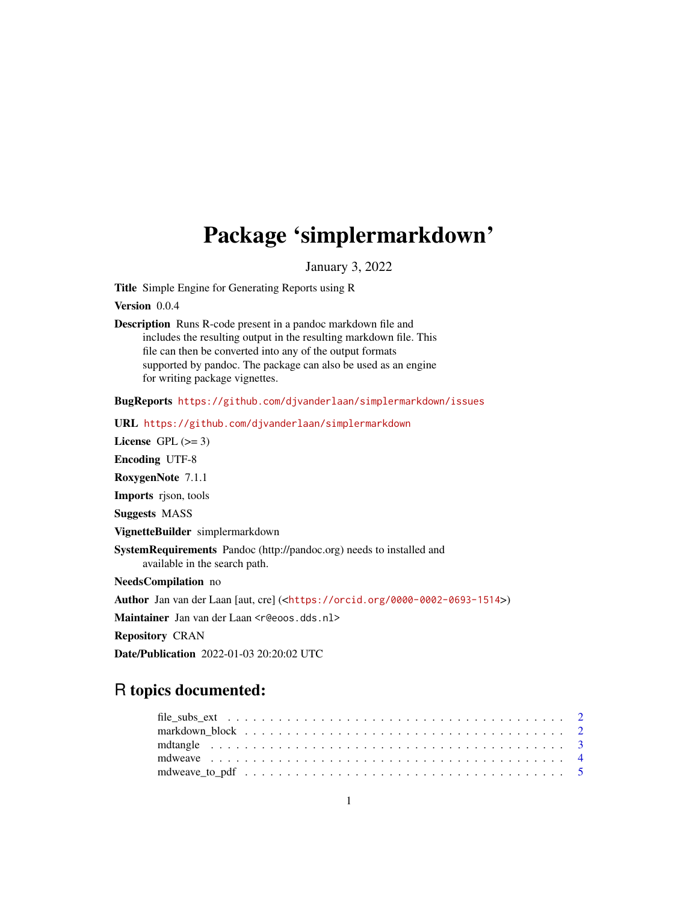# Package 'simplermarkdown'

January 3, 2022

**Title** Simple Engine for Generating Reports using R

**Version** 0.0.4

**Description** Runs R-code present in a pandoc markdown file and includes the resulting output in the resulting markdown file. This file can then be converted into any of the output formats supported by pandoc. The package can also be used as an engine for writing package vignettes.

**BugReports** https://github.com/djvanderlaan/simplermarkdown/issues

**URL** https://github.com/djvanderlaan/simplermarkdown

**License** GPL (>= 3)

**Encoding** UTF-8

**RoxygenNote** 7.1.1

**Imports** rjson, tools

**Suggests** MASS

**VignetteBuilder** simplermarkdown

**SystemRequirements** Pandoc (http://pandoc.org) needs to installed and available in the search path.

**NeedsCompilation** no

**Author** Jan van der Laan [aut, cre] (<https://orcid.org/0000-0002-0693-1514>)

**Maintainer** Jan van der Laan <r@eoos.dds.nl>

**Repository** CRAN

**Date/Publication** 2022-01-03 20:20:02 UTC

## R topics documented:

- file_subs_ext . . . . . . . . . . . . . . . . . . . . . . . . . . . . . . . . . . . . . . 2
- markdown_block . . . . . . . . . . . . . . . . . . . . . . . . . . . . . . . . . . . . . 2
- mdtangle . . . . . . . . . . . . . . . . . . . . . . . . . . . . . . . . . . . . . . . . . 3
- mdweave . . . . . . . . . . . . . . . . . . . . . . . . . . . . . . . . . . . . . . . . . 4
- mdweave_to_pdf . . . . . . . . . . . . . . . . . . . . . . . . . . . . . . . . . . . . . 5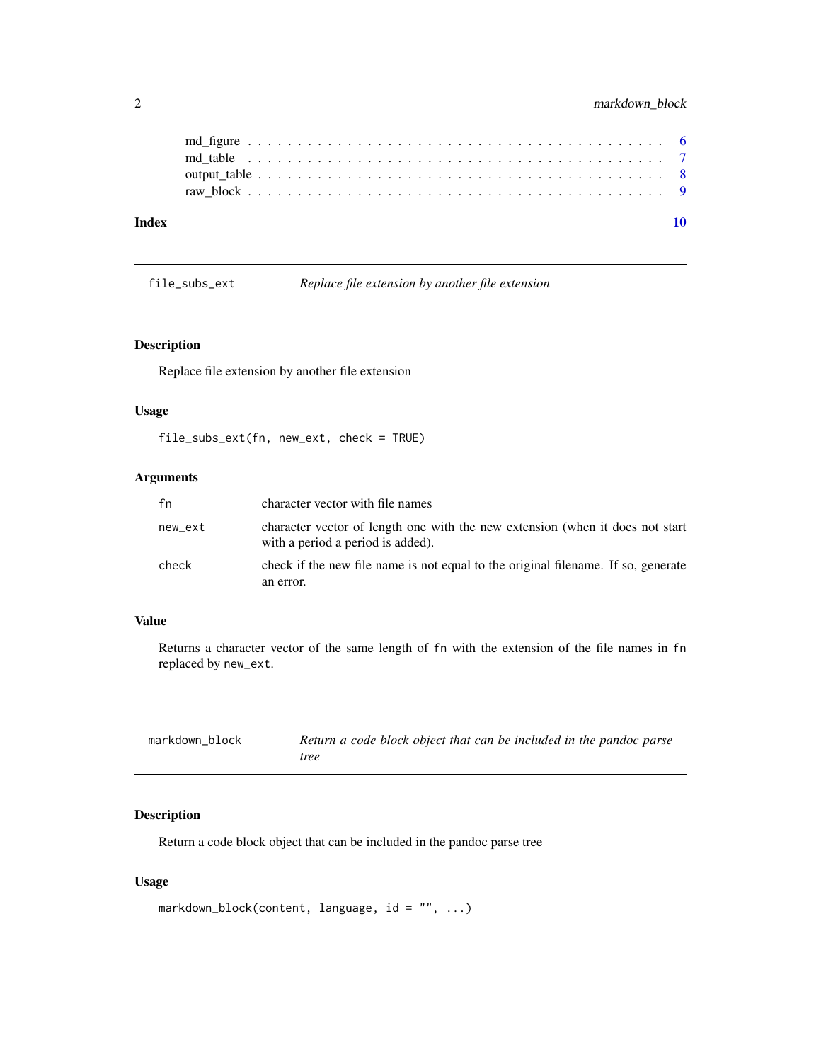md_figure . . . . . . . . . . . . . . . . . . . . . . . . . . . . . . . . . . . . . . . 6
md_table . . . . . . . . . . . . . . . . . . . . . . . . . . . . . . . . . . . . . . . 7
output_table . . . . . . . . . . . . . . . . . . . . . . . . . . . . . . . . . . . . . 8
raw_block . . . . . . . . . . . . . . . . . . . . . . . . . . . . . . . . . . . . . . . 9

**Index** **10**

---

## file_subs_ext — *Replace file extension by another file extension*

### Description

Replace file extension by another file extension

### Usage

```
file_subs_ext(fn, new_ext, check = TRUE)
```

### Arguments

| | |
|---|---|
| `fn` | character vector with file names |
| `new_ext` | character vector of length one with the new extension (when it does not start with a period a period is added). |
| `check` | check if the new file name is not equal to the original filename. If so, generate an error. |

### Value

Returns a character vector of the same length of `fn` with the extension of the file names in `fn` replaced by `new_ext`.

---

## markdown_block — *Return a code block object that can be included in the pandoc parse tree*

### Description

Return a code block object that can be included in the pandoc parse tree

### Usage

```
markdown_block(content, language, id = "", ...)
```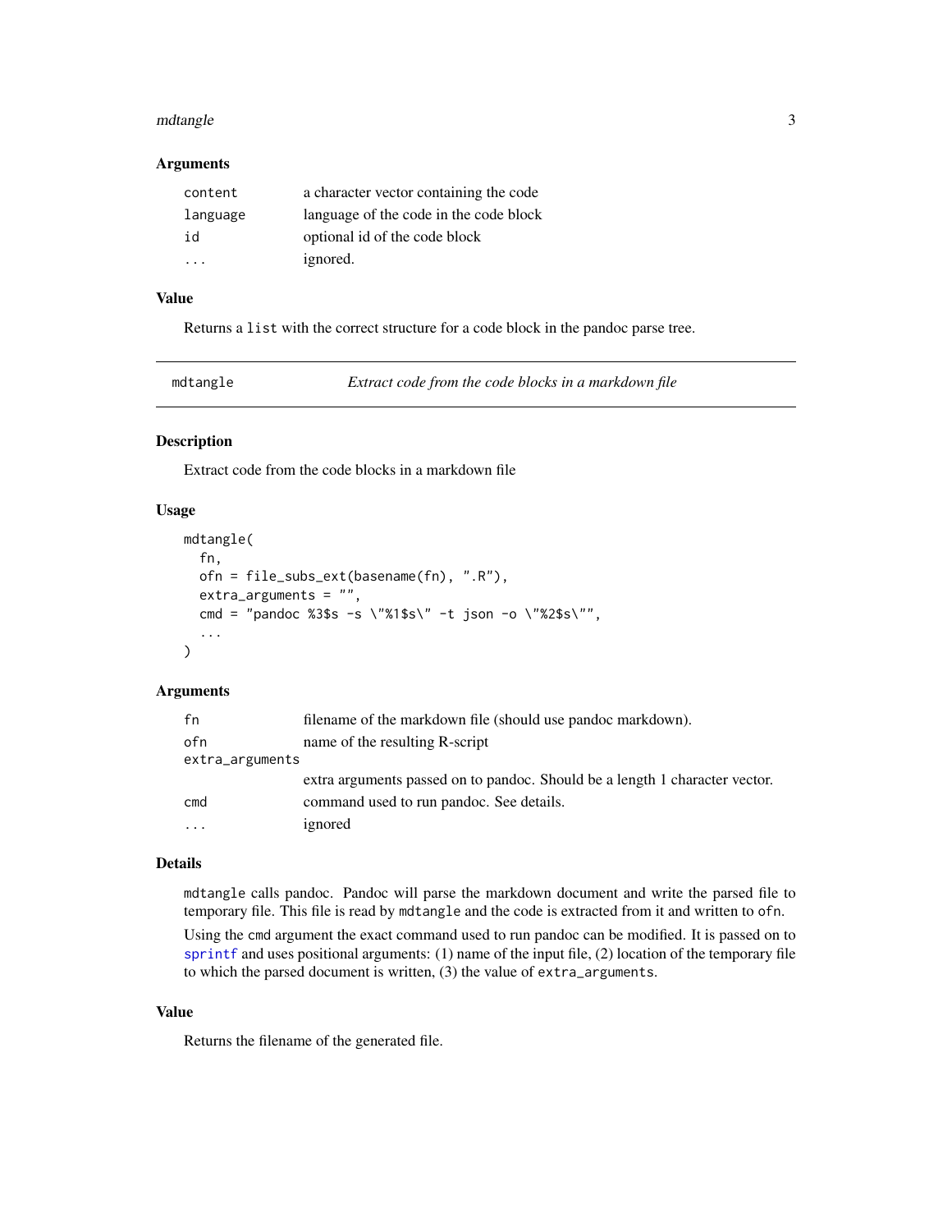### Arguments

| | |
|---|---|
| `content` | a character vector containing the code |
| `language` | language of the code in the code block |
| `id` | optional id of the code block |
| `...` | ignored. |

### Value

Returns a `list` with the correct structure for a code block in the pandoc parse tree.

---

## mdtangle — *Extract code from the code blocks in a markdown file*

### Description

Extract code from the code blocks in a markdown file

### Usage

```
mdtangle(
  fn,
  ofn = file_subs_ext(basename(fn), ".R"),
  extra_arguments = "",
  cmd = "pandoc %3$s -s \"%1$s\" -t json -o \"%2$s\"",
  ...
)
```

### Arguments

| | |
|---|---|
| `fn` | filename of the markdown file (should use pandoc markdown). |
| `ofn` | name of the resulting R-script |
| `extra_arguments` | extra arguments passed on to pandoc. Should be a length 1 character vector. |
| `cmd` | command used to run pandoc. See details. |
| `...` | ignored |

### Details

`mdtangle` calls pandoc. Pandoc will parse the markdown document and write the parsed file to temporary file. This file is read by `mdtangle` and the code is extracted from it and written to `ofn`.

Using the `cmd` argument the exact command used to run pandoc can be modified. It is passed on to `sprintf` and uses positional arguments: (1) name of the input file, (2) location of the temporary file to which the parsed document is written, (3) the value of `extra_arguments`.

### Value

Returns the filename of the generated file.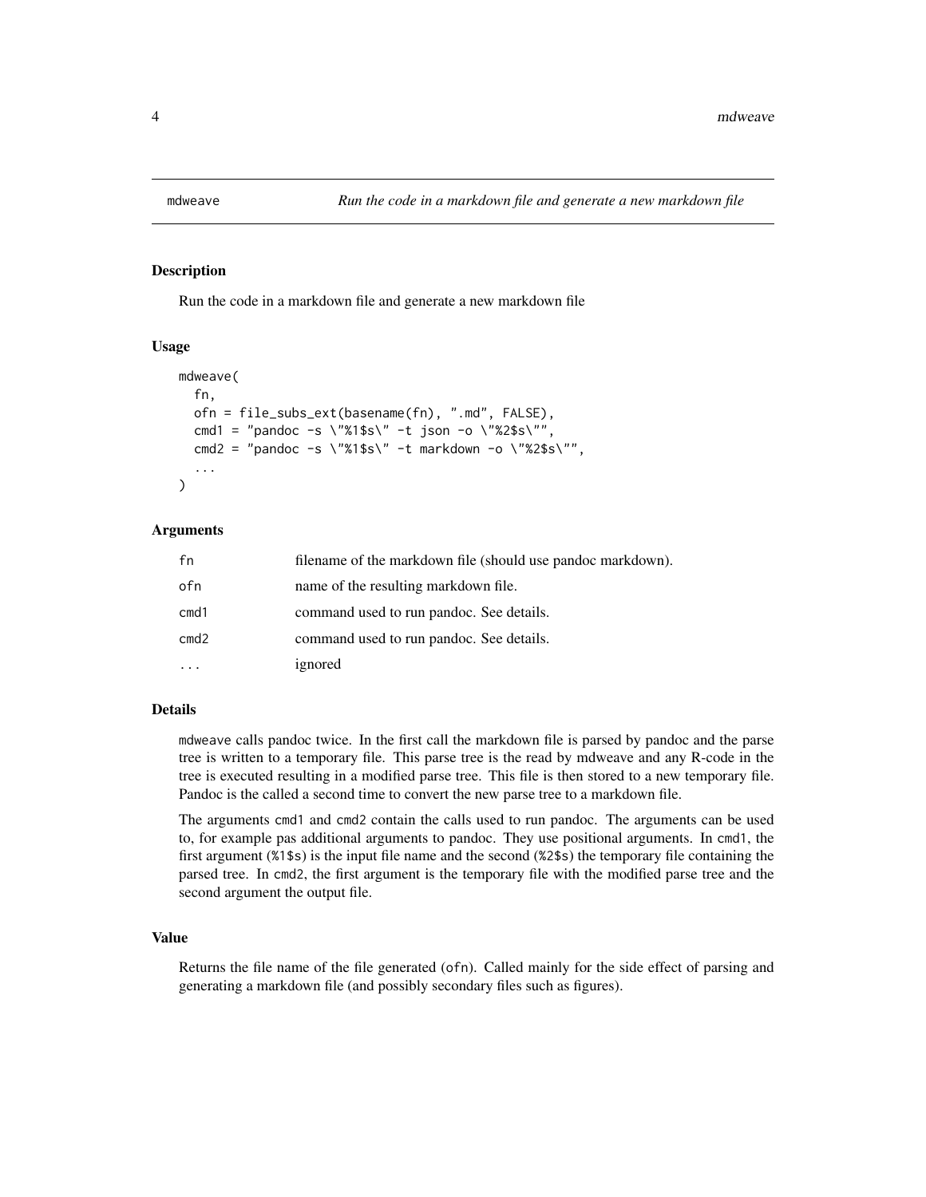# mdweave — Run the code in a markdown file and generate a new markdown file

## Description

Run the code in a markdown file and generate a new markdown file

## Usage

```
mdweave(
  fn,
  ofn = file_subs_ext(basename(fn), ".md", FALSE),
  cmd1 = "pandoc -s \"%1$s\" -t json -o \"%2$s\"",
  cmd2 = "pandoc -s \"%1$s\" -t markdown -o \"%2$s\"",
  ...
)
```

## Arguments

| | |
|---|---|
| `fn` | filename of the markdown file (should use pandoc markdown). |
| `ofn` | name of the resulting markdown file. |
| `cmd1` | command used to run pandoc. See details. |
| `cmd2` | command used to run pandoc. See details. |
| `...` | ignored |

## Details

`mdweave` calls pandoc twice. In the first call the markdown file is parsed by pandoc and the parse tree is written to a temporary file. This parse tree is the read by mdweave and any R-code in the tree is executed resulting in a modified parse tree. This file is then stored to a new temporary file. Pandoc is the called a second time to convert the new parse tree to a markdown file.

The arguments `cmd1` and `cmd2` contain the calls used to run pandoc. The arguments can be used to, for example pas additional arguments to pandoc. They use positional arguments. In `cmd1`, the first argument (`%1$s`) is the input file name and the second (`%2$s`) the temporary file containing the parsed tree. In `cmd2`, the first argument is the temporary file with the modified parse tree and the second argument the output file.

## Value

Returns the file name of the file generated (`ofn`). Called mainly for the side effect of parsing and generating a markdown file (and possibly secondary files such as figures).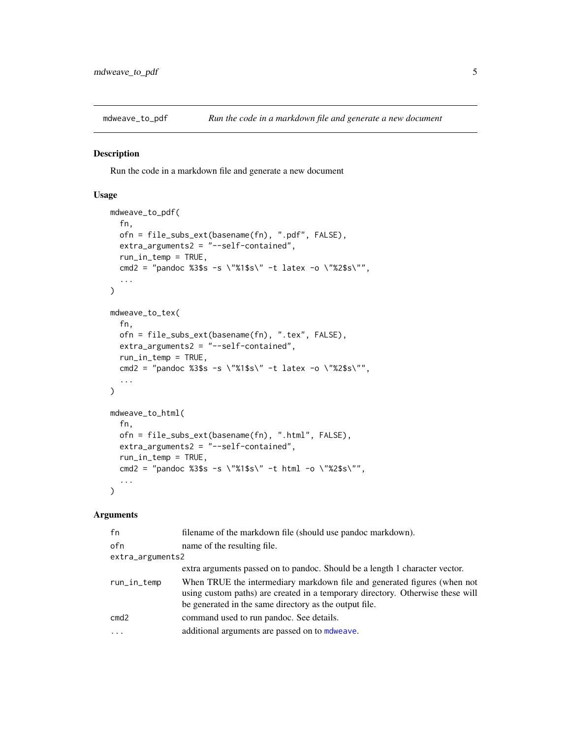## mdweave_to_pdf — *Run the code in a markdown file and generate a new document*

### Description

Run the code in a markdown file and generate a new document

### Usage

```
mdweave_to_pdf(
  fn,
  ofn = file_subs_ext(basename(fn), ".pdf", FALSE),
  extra_arguments2 = "--self-contained",
  run_in_temp = TRUE,
  cmd2 = "pandoc %3$s -s \"%1$s\" -t latex -o \"%2$s\"",
  ...
)

mdweave_to_tex(
  fn,
  ofn = file_subs_ext(basename(fn), ".tex", FALSE),
  extra_arguments2 = "--self-contained",
  run_in_temp = TRUE,
  cmd2 = "pandoc %3$s -s \"%1$s\" -t latex -o \"%2$s\"",
  ...
)

mdweave_to_html(
  fn,
  ofn = file_subs_ext(basename(fn), ".html", FALSE),
  extra_arguments2 = "--self-contained",
  run_in_temp = TRUE,
  cmd2 = "pandoc %3$s -s \"%1$s\" -t html -o \"%2$s\"",
  ...
)
```

### Arguments

| | |
|---|---|
| `fn` | filename of the markdown file (should use pandoc markdown). |
| `ofn` | name of the resulting file. |
| `extra_arguments2` | extra arguments passed on to pandoc. Should be a length 1 character vector. |
| `run_in_temp` | When TRUE the intermediary markdown file and generated figures (when not using custom paths) are created in a temporary directory. Otherwise these will be generated in the same directory as the output file. |
| `cmd2` | command used to run pandoc. See details. |
| `...` | additional arguments are passed on to `mdweave`. |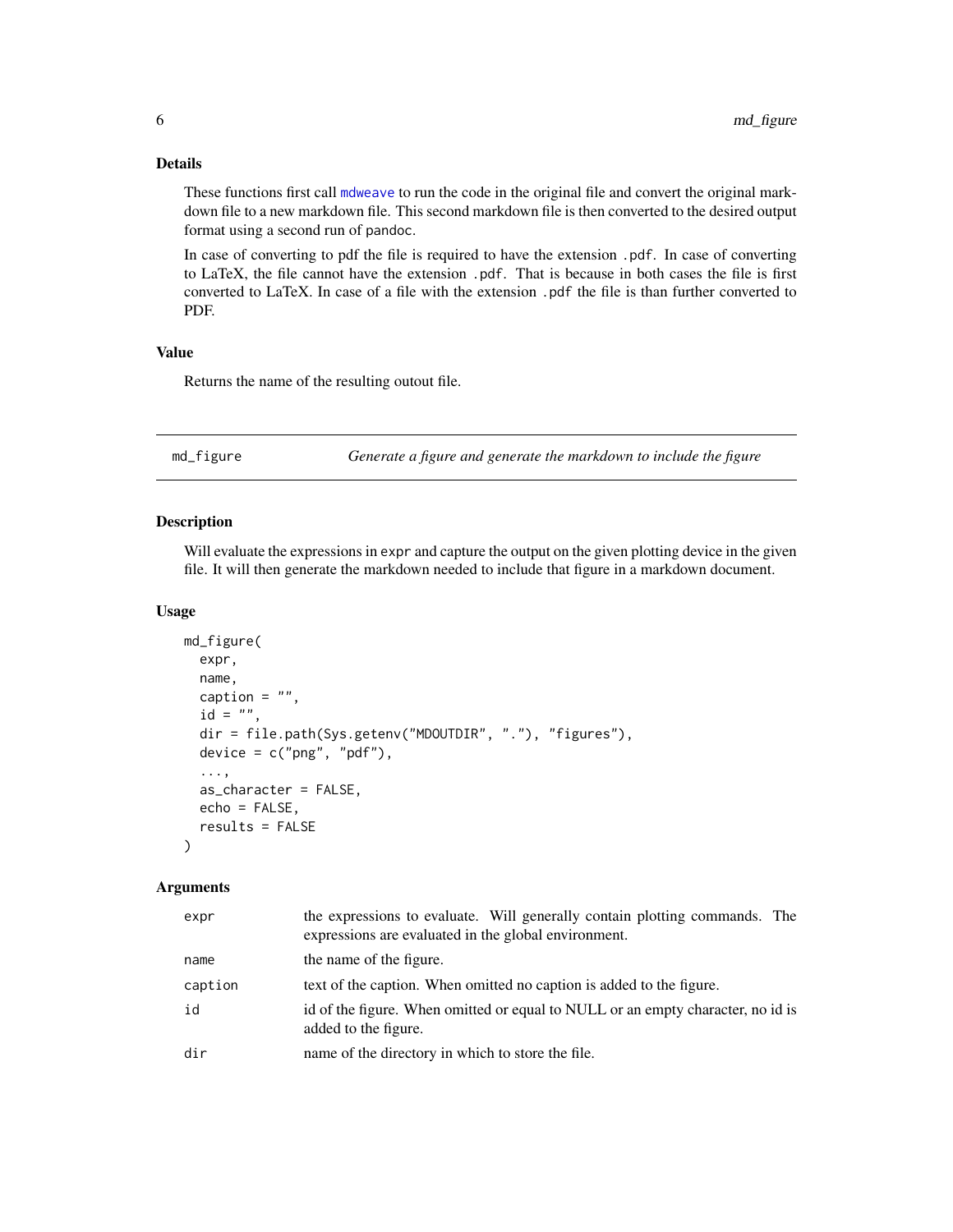### Details

These functions first call `mdweave` to run the code in the original file and convert the original markdown file to a new markdown file. This second markdown file is then converted to the desired output format using a second run of `pandoc`.

In case of converting to pdf the file is required to have the extension `.pdf`. In case of converting to LaTeX, the file cannot have the extension `.pdf`. That is because in both cases the file is first converted to LaTeX. In case of a file with the extension `.pdf` the file is than further converted to PDF.

### Value

Returns the name of the resulting outout file.

---

## md_figure — *Generate a figure and generate the markdown to include the figure*

### Description

Will evaluate the expressions in `expr` and capture the output on the given plotting device in the given file. It will then generate the markdown needed to include that figure in a markdown document.

### Usage

```
md_figure(
  expr,
  name,
  caption = "",
  id = "",
  dir = file.path(Sys.getenv("MDOUTDIR", "."), "figures"),
  device = c("png", "pdf"),
  ...,
  as_character = FALSE,
  echo = FALSE,
  results = FALSE
)
```

### Arguments

| | |
|---|---|
| `expr` | the expressions to evaluate. Will generally contain plotting commands. The expressions are evaluated in the global environment. |
| `name` | the name of the figure. |
| `caption` | text of the caption. When omitted no caption is added to the figure. |
| `id` | id of the figure. When omitted or equal to NULL or an empty character, no id is added to the figure. |
| `dir` | name of the directory in which to store the file. |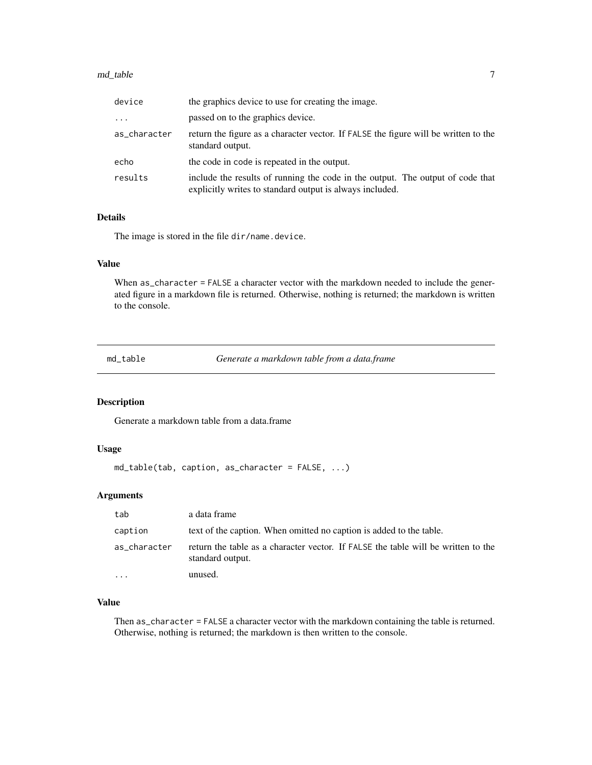| | |
|---|---|
| device | the graphics device to use for creating the image. |
| ... | passed on to the graphics device. |
| as_character | return the figure as a character vector. If FALSE the figure will be written to the standard output. |
| echo | the code in code is repeated in the output. |
| results | include the results of running the code in the output. The output of code that explicitly writes to standard output is always included. |

### Details

The image is stored in the file `dir/name.device`.

### Value

When `as_character = FALSE` a character vector with the markdown needed to include the generated figure in a markdown file is returned. Otherwise, nothing is returned; the markdown is written to the console.

---

## md_table — *Generate a markdown table from a data.frame*

### Description

Generate a markdown table from a data.frame

### Usage

```
md_table(tab, caption, as_character = FALSE, ...)
```

### Arguments

| | |
|---|---|
| tab | a data frame |
| caption | text of the caption. When omitted no caption is added to the table. |
| as_character | return the table as a character vector. If FALSE the table will be written to the standard output. |
| ... | unused. |

### Value

Then `as_character = FALSE` a character vector with the markdown containing the table is returned. Otherwise, nothing is returned; the markdown is then written to the console.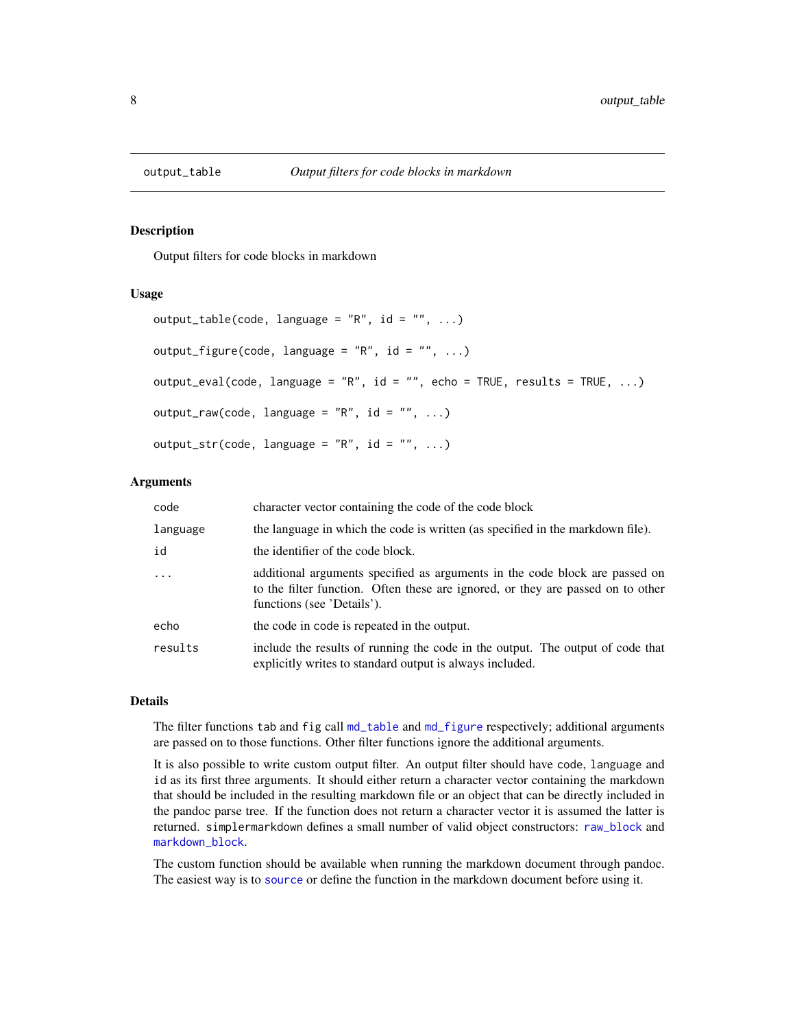## output_table — *Output filters for code blocks in markdown*

### Description

Output filters for code blocks in markdown

### Usage

```
output_table(code, language = "R", id = "", ...)

output_figure(code, language = "R", id = "", ...)

output_eval(code, language = "R", id = "", echo = TRUE, results = TRUE, ...)

output_raw(code, language = "R", id = "", ...)

output_str(code, language = "R", id = "", ...)
```

### Arguments

| | |
|---|---|
| `code` | character vector containing the code of the code block |
| `language` | the language in which the code is written (as specified in the markdown file). |
| `id` | the identifier of the code block. |
| `...` | additional arguments specified as arguments in the code block are passed on to the filter function. Often these are ignored, or they are passed on to other functions (see 'Details'). |
| `echo` | the code in code is repeated in the output. |
| `results` | include the results of running the code in the output. The output of code that explicitly writes to standard output is always included. |

### Details

The filter functions `tab` and `fig` call `md_table` and `md_figure` respectively; additional arguments are passed on to those functions. Other filter functions ignore the additional arguments.

It is also possible to write custom output filter. An output filter should have `code`, `language` and `id` as its first three arguments. It should either return a character vector containing the markdown that should be included in the resulting markdown file or an object that can be directly included in the pandoc parse tree. If the function does not return a character vector it is assumed the latter is returned. `simplermarkdown` defines a small number of valid object constructors: `raw_block` and `markdown_block`.

The custom function should be available when running the markdown document through pandoc. The easiest way is to `source` or define the function in the markdown document before using it.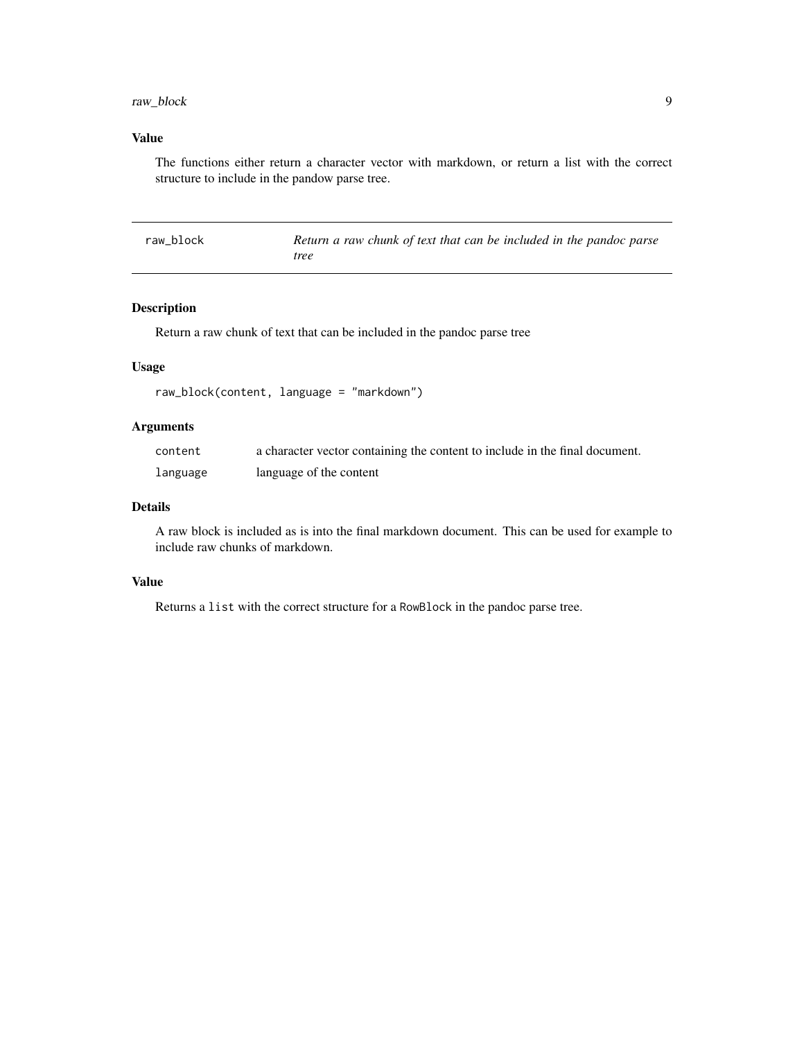## Value

The functions either return a character vector with markdown, or return a list with the correct structure to include in the pandow parse tree.

---

# raw_block — *Return a raw chunk of text that can be included in the pandoc parse tree*

## Description

Return a raw chunk of text that can be included in the pandoc parse tree

## Usage

```
raw_block(content, language = "markdown")
```

## Arguments

| | |
|---|---|
| `content` | a character vector containing the content to include in the final document. |
| `language` | language of the content |

## Details

A raw block is included as is into the final markdown document. This can be used for example to include raw chunks of markdown.

## Value

Returns a `list` with the correct structure for a `RowBlock` in the pandoc parse tree.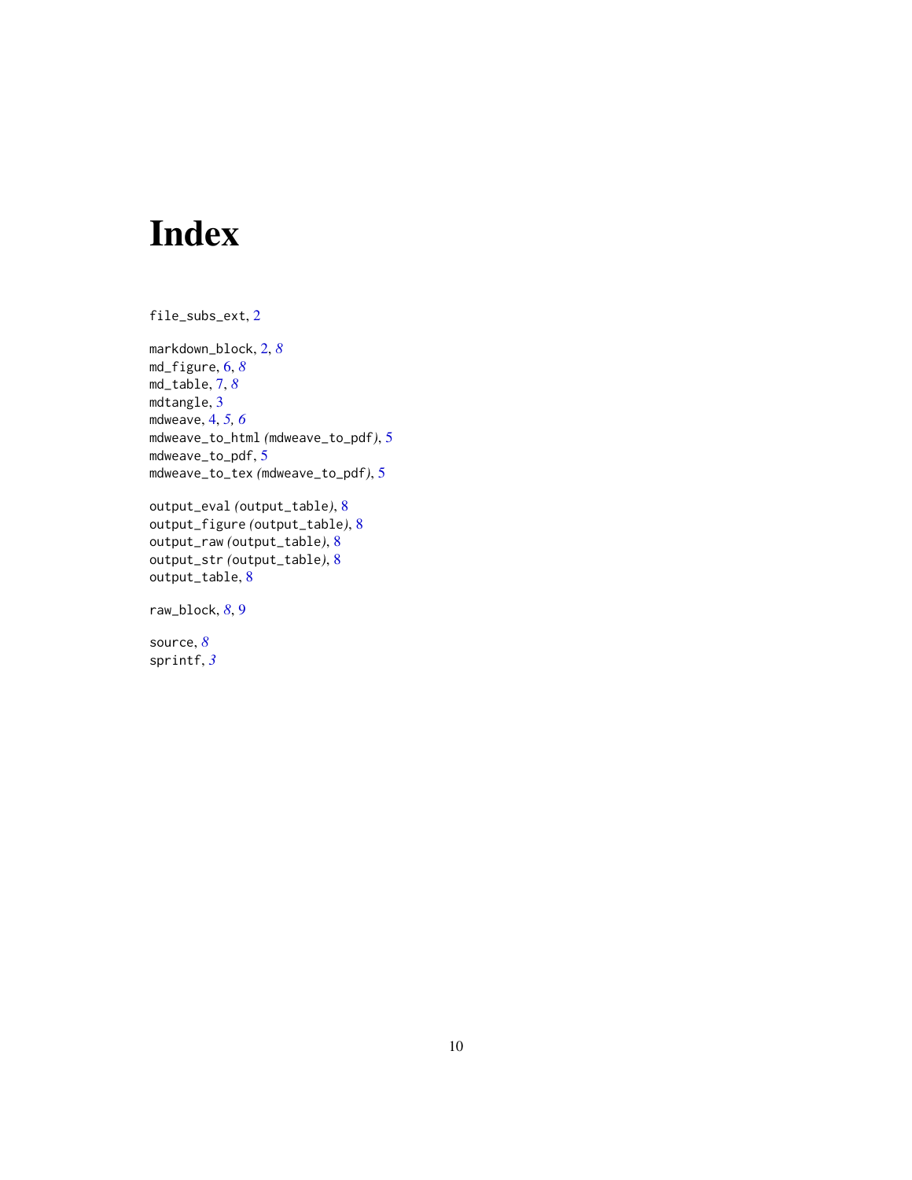# Index

file_subs_ext, 2

markdown_block, 2, *8*
md_figure, 6, *8*
md_table, 7, *8*
mdtangle, 3
mdweave, 4, *5, 6*
mdweave_to_html *(*mdweave_to_pdf*)*, 5
mdweave_to_pdf, 5
mdweave_to_tex *(*mdweave_to_pdf*)*, 5

output_eval *(*output_table*)*, 8
output_figure *(*output_table*)*, 8
output_raw *(*output_table*)*, 8
output_str *(*output_table*)*, 8
output_table, 8

raw_block, *8*, 9

source, *8*
sprintf, *3*